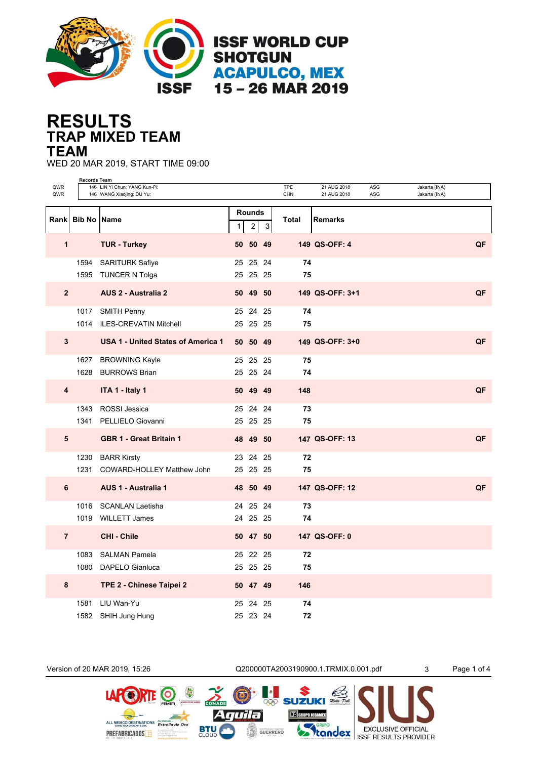# ISSF WORLD CUP SHOTGUN
## ACAPULCO, MEX
## 15 – 26 MAR 2019

# RESULTS
## TRAP MIXED TEAM
## TEAM

WED 20 MAR 2019, START TIME 09:00

**Records Team**

| | | | | | |
|---|---|---|---|---|---|
| QWR | 146 LIN Yi Chun; YANG Kun-Pi; | TPE | 21 AUG 2018 | ASG | Jakarta (INA) |
| QWR | 146 WANG Xiaojing; DU Yu; | CHN | 21 AUG 2018 | ASG | Jakarta (INA) |

| Rank | Bib No | Name | Rounds 1 | 2 | 3 | Total | Remarks | |
|---|---|---|---|---|---|---|---|---|
| **1** | | **TUR - Turkey** | **50** | **50** | **49** | **149** | **QS-OFF: 4** | **QF** |
| | 1594 | SARITURK Safiye | 25 | 25 | 24 | **74** | | |
| | 1595 | TUNCER N Tolga | 25 | 25 | 25 | **75** | | |
| **2** | | **AUS 2 - Australia 2** | **50** | **49** | **50** | **149** | **QS-OFF: 3+1** | **QF** |
| | 1017 | SMITH Penny | 25 | 24 | 25 | **74** | | |
| | 1014 | ILES-CREVATIN Mitchell | 25 | 25 | 25 | **75** | | |
| **3** | | **USA 1 - United States of America 1** | **50** | **50** | **49** | **149** | **QS-OFF: 3+0** | **QF** |
| | 1627 | BROWNING Kayle | 25 | 25 | 25 | **75** | | |
| | 1628 | BURROWS Brian | 25 | 25 | 24 | **74** | | |
| **4** | | **ITA 1 - Italy 1** | **50** | **49** | **49** | **148** | | **QF** |
| | 1343 | ROSSI Jessica | 25 | 24 | 24 | **73** | | |
| | 1341 | PELLIELO Giovanni | 25 | 25 | 25 | **75** | | |
| **5** | | **GBR 1 - Great Britain 1** | **48** | **49** | **50** | **147** | **QS-OFF: 13** | **QF** |
| | 1230 | BARR Kirsty | 23 | 24 | 25 | **72** | | |
| | 1231 | COWARD-HOLLEY Matthew John | 25 | 25 | 25 | **75** | | |
| **6** | | **AUS 1 - Australia 1** | **48** | **50** | **49** | **147** | **QS-OFF: 12** | **QF** |
| | 1016 | SCANLAN Laetisha | 24 | 25 | 24 | **73** | | |
| | 1019 | WILLETT James | 24 | 25 | 25 | **74** | | |
| **7** | | **CHI - Chile** | **50** | **47** | **50** | **147** | **QS-OFF: 0** | |
| | 1083 | SALMAN Pamela | 25 | 22 | 25 | **72** | | |
| | 1080 | DAPELO Gianluca | 25 | 25 | 25 | **75** | | |
| **8** | | **TPE 2 - Chinese Taipei 2** | **50** | **47** | **49** | **146** | | |
| | 1581 | LIU Wan-Yu | 25 | 24 | 25 | **74** | | |
| | 1582 | SHIH Jung Hung | 25 | 23 | 24 | **72** | | |

Version of 20 MAR 2019, 15:26 Q200000TA2003190900.1.TRMIX.0.001.pdf 3

EXCLUSIVE OFFICIAL ISSF RESULTS PROVIDER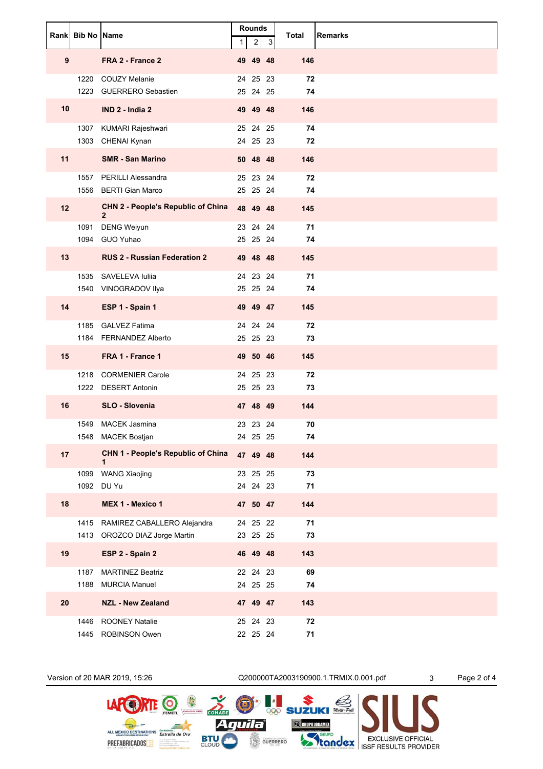| Rank | Bib No | Name | Rounds | | | Total | Remarks |
|---|---|---|---|---|---|---|---|
| | | | 1 | 2 | 3 | | |
| **9** | | **FRA 2 - France 2** | **49** | **49** | **48** | **146** | |
| | 1220 | COUZY Melanie | 24 | 25 | 23 | **72** | |
| | 1223 | GUERRERO Sebastien | 25 | 24 | 25 | **74** | |
| **10** | | **IND 2 - India 2** | **49** | **49** | **48** | **146** | |
| | 1307 | KUMARI Rajeshwari | 25 | 24 | 25 | **74** | |
| | 1303 | CHENAI Kynan | 24 | 25 | 23 | **72** | |
| **11** | | **SMR - San Marino** | **50** | **48** | **48** | **146** | |
| | 1557 | PERILLI Alessandra | 25 | 23 | 24 | **72** | |
| | 1556 | BERTI Gian Marco | 25 | 25 | 24 | **74** | |
| **12** | | **CHN 2 - People's Republic of China 2** | **48** | **49** | **48** | **145** | |
| | 1091 | DENG Weiyun | 23 | 24 | 24 | **71** | |
| | 1094 | GUO Yuhao | 25 | 25 | 24 | **74** | |
| **13** | | **RUS 2 - Russian Federation 2** | **49** | **48** | **48** | **145** | |
| | 1535 | SAVELEVA Iuliia | 24 | 23 | 24 | **71** | |
| | 1540 | VINOGRADOV Ilya | 25 | 25 | 24 | **74** | |
| **14** | | **ESP 1 - Spain 1** | **49** | **49** | **47** | **145** | |
| | 1185 | GALVEZ Fatima | 24 | 24 | 24 | **72** | |
| | 1184 | FERNANDEZ Alberto | 25 | 25 | 23 | **73** | |
| **15** | | **FRA 1 - France 1** | **49** | **50** | **46** | **145** | |
| | 1218 | CORMENIER Carole | 24 | 25 | 23 | **72** | |
| | 1222 | DESERT Antonin | 25 | 25 | 23 | **73** | |
| **16** | | **SLO - Slovenia** | **47** | **48** | **49** | **144** | |
| | 1549 | MACEK Jasmina | 23 | 23 | 24 | **70** | |
| | 1548 | MACEK Bostjan | 24 | 25 | 25 | **74** | |
| **17** | | **CHN 1 - People's Republic of China 1** | **47** | **49** | **48** | **144** | |
| | 1099 | WANG Xiaojing | 23 | 25 | 25 | **73** | |
| | 1092 | DU Yu | 24 | 24 | 23 | **71** | |
| **18** | | **MEX 1 - Mexico 1** | **47** | **50** | **47** | **144** | |
| | 1415 | RAMIREZ CABALLERO Alejandra | 24 | 25 | 22 | **71** | |
| | 1413 | OROZCO DIAZ Jorge Martin | 23 | 25 | 25 | **73** | |
| **19** | | **ESP 2 - Spain 2** | **46** | **49** | **48** | **143** | |
| | 1187 | MARTINEZ Beatriz | 22 | 24 | 23 | **69** | |
| | 1188 | MURCIA Manuel | 24 | 25 | 25 | **74** | |
| **20** | | **NZL - New Zealand** | **47** | **49** | **47** | **143** | |
| | 1446 | ROONEY Natalie | 25 | 24 | 23 | **72** | |
| | 1445 | ROBINSON Owen | 22 | 25 | 24 | **71** | |

Version of 20 MAR 2019, 15:26 Q200000TA2003190900.1.TRMIX.0.001.pdf 3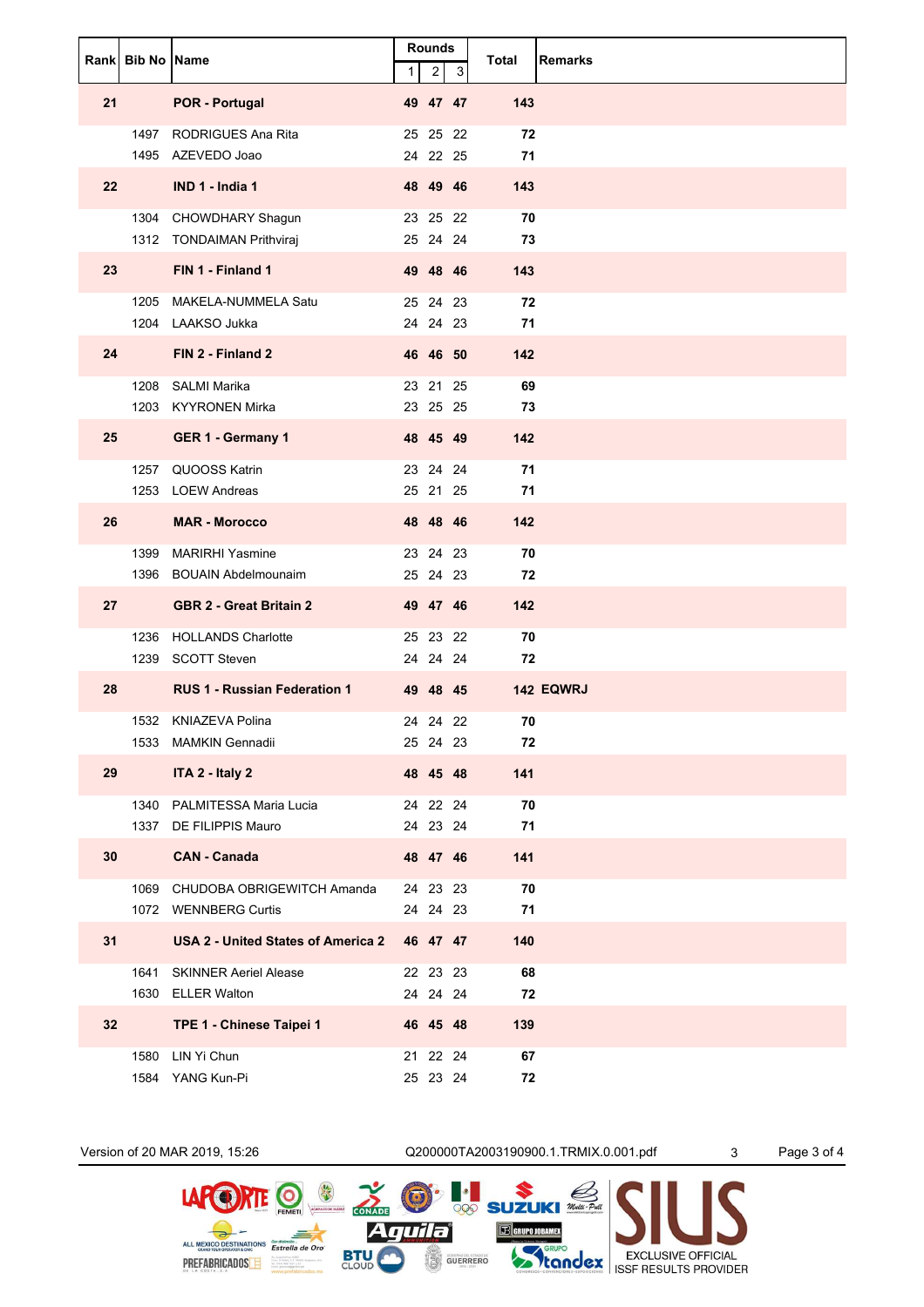| Rank | Bib No | Name | Rounds | | | Total | Remarks |
|---|---|---|---|---|---|---|---|
| | | | 1 | 2 | 3 | | |
| **21** | | **POR - Portugal** | **49** | **47** | **47** | **143** | |
| | 1497 | RODRIGUES Ana Rita | 25 | 25 | 22 | **72** | |
| | 1495 | AZEVEDO Joao | 24 | 22 | 25 | **71** | |
| **22** | | **IND 1 - India 1** | **48** | **49** | **46** | **143** | |
| | 1304 | CHOWDHARY Shagun | 23 | 25 | 22 | **70** | |
| | 1312 | TONDAIMAN Prithviraj | 25 | 24 | 24 | **73** | |
| **23** | | **FIN 1 - Finland 1** | **49** | **48** | **46** | **143** | |
| | 1205 | MAKELA-NUMMELA Satu | 25 | 24 | 23 | **72** | |
| | 1204 | LAAKSO Jukka | 24 | 24 | 23 | **71** | |
| **24** | | **FIN 2 - Finland 2** | **46** | **46** | **50** | **142** | |
| | 1208 | SALMI Marika | 23 | 21 | 25 | **69** | |
| | 1203 | KYYRONEN Mirka | 23 | 25 | 25 | **73** | |
| **25** | | **GER 1 - Germany 1** | **48** | **45** | **49** | **142** | |
| | 1257 | QUOOSS Katrin | 23 | 24 | 24 | **71** | |
| | 1253 | LOEW Andreas | 25 | 21 | 25 | **71** | |
| **26** | | **MAR - Morocco** | **48** | **48** | **46** | **142** | |
| | 1399 | MARIRHI Yasmine | 23 | 24 | 23 | **70** | |
| | 1396 | BOUAIN Abdelmounaim | 25 | 24 | 23 | **72** | |
| **27** | | **GBR 2 - Great Britain 2** | **49** | **47** | **46** | **142** | |
| | 1236 | HOLLANDS Charlotte | 25 | 23 | 22 | **70** | |
| | 1239 | SCOTT Steven | 24 | 24 | 24 | **72** | |
| **28** | | **RUS 1 - Russian Federation 1** | **49** | **48** | **45** | **142** | **EQWRJ** |
| | 1532 | KNIAZEVA Polina | 24 | 24 | 22 | **70** | |
| | 1533 | MAMKIN Gennadii | 25 | 24 | 23 | **72** | |
| **29** | | **ITA 2 - Italy 2** | **48** | **45** | **48** | **141** | |
| | 1340 | PALMITESSA Maria Lucia | 24 | 22 | 24 | **70** | |
| | 1337 | DE FILIPPIS Mauro | 24 | 23 | 24 | **71** | |
| **30** | | **CAN - Canada** | **48** | **47** | **46** | **141** | |
| | 1069 | CHUDOBA OBRIGEWITCH Amanda | 24 | 23 | 23 | **70** | |
| | 1072 | WENNBERG Curtis | 24 | 24 | 23 | **71** | |
| **31** | | **USA 2 - United States of America 2** | **46** | **47** | **47** | **140** | |
| | 1641 | SKINNER Aeriel Alease | 22 | 23 | 23 | **68** | |
| | 1630 | ELLER Walton | 24 | 24 | 24 | **72** | |
| **32** | | **TPE 1 - Chinese Taipei 1** | **46** | **45** | **48** | **139** | |
| | 1580 | LIN Yi Chun | 21 | 22 | 24 | **67** | |
| | 1584 | YANG Kun-Pi | 25 | 23 | 24 | **72** | |

Version of 20 MAR 2019, 15:26 Q200000TA2003190900.1.TRMIX.0.001.pdf 3

EXCLUSIVE OFFICIAL ISSF RESULTS PROVIDER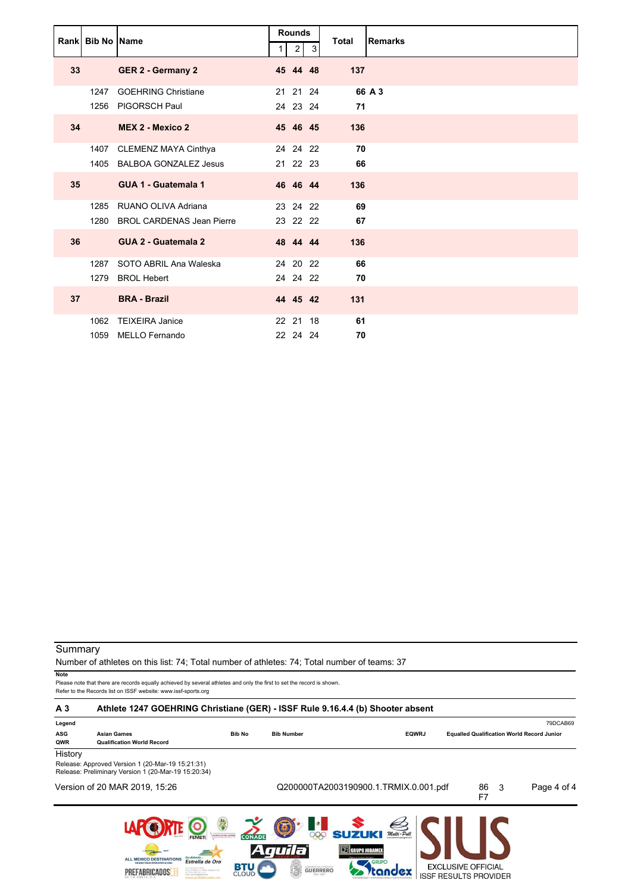| Rank | Bib No | Name | Rounds 1 | 2 | 3 | Total | Remarks |
|---|---|---|---|---|---|---|---|
| **33** | | **GER 2 - Germany 2** | **45** | **44** | **48** | **137** | |
| | 1247 | GOEHRING Christiane | 21 | 21 | 24 | **66** | **A 3** |
| | 1256 | PIGORSCH Paul | 24 | 23 | 24 | **71** | |
| **34** | | **MEX 2 - Mexico 2** | **45** | **46** | **45** | **136** | |
| | 1407 | CLEMENZ MAYA Cinthya | 24 | 24 | 22 | **70** | |
| | 1405 | BALBOA GONZALEZ Jesus | 21 | 22 | 23 | **66** | |
| **35** | | **GUA 1 - Guatemala 1** | **46** | **46** | **44** | **136** | |
| | 1285 | RUANO OLIVA Adriana | 23 | 24 | 22 | **69** | |
| | 1280 | BROL CARDENAS Jean Pierre | 23 | 22 | 22 | **67** | |
| **36** | | **GUA 2 - Guatemala 2** | **48** | **44** | **44** | **136** | |
| | 1287 | SOTO ABRIL Ana Waleska | 24 | 20 | 22 | **66** | |
| | 1279 | BROL Hebert | 24 | 24 | 22 | **70** | |
| **37** | | **BRA - Brazil** | **44** | **45** | **42** | **131** | |
| | 1062 | TEIXEIRA Janice | 22 | 21 | 18 | **61** | |
| | 1059 | MELLO Fernando | 22 | 24 | 24 | **70** | |

Summary

Number of athletes on this list: 74; Total number of athletes: 74; Total number of teams: 37

**Note**

Please note that there are records equally achieved by several athletes and only the first to set the record is shown.
Refer to the Records list on ISSF website: www.issf-sports.org

**A 3** **Athlete 1247 GOEHRING Christiane (GER) - ISSF Rule 9.16.4.4 (b) Shooter absent**

79DCAB69

| Legend | | | | | |
|---|---|---|---|---|---|
| ASG | Asian Games | Bib No | Bib Number | EQWRJ | Equalled Qualification World Record Junior |
| QWR | Qualification World Record | | | | |

History

Release: Approved Version 1 (20-Mar-19 15:21:31)
Release: Preliminary Version 1 (20-Mar-19 15:20:34)

Version of 20 MAR 2019, 15:26 Q200000TA2003190900.1.TRMIX.0.001.pdf 86 F7 3